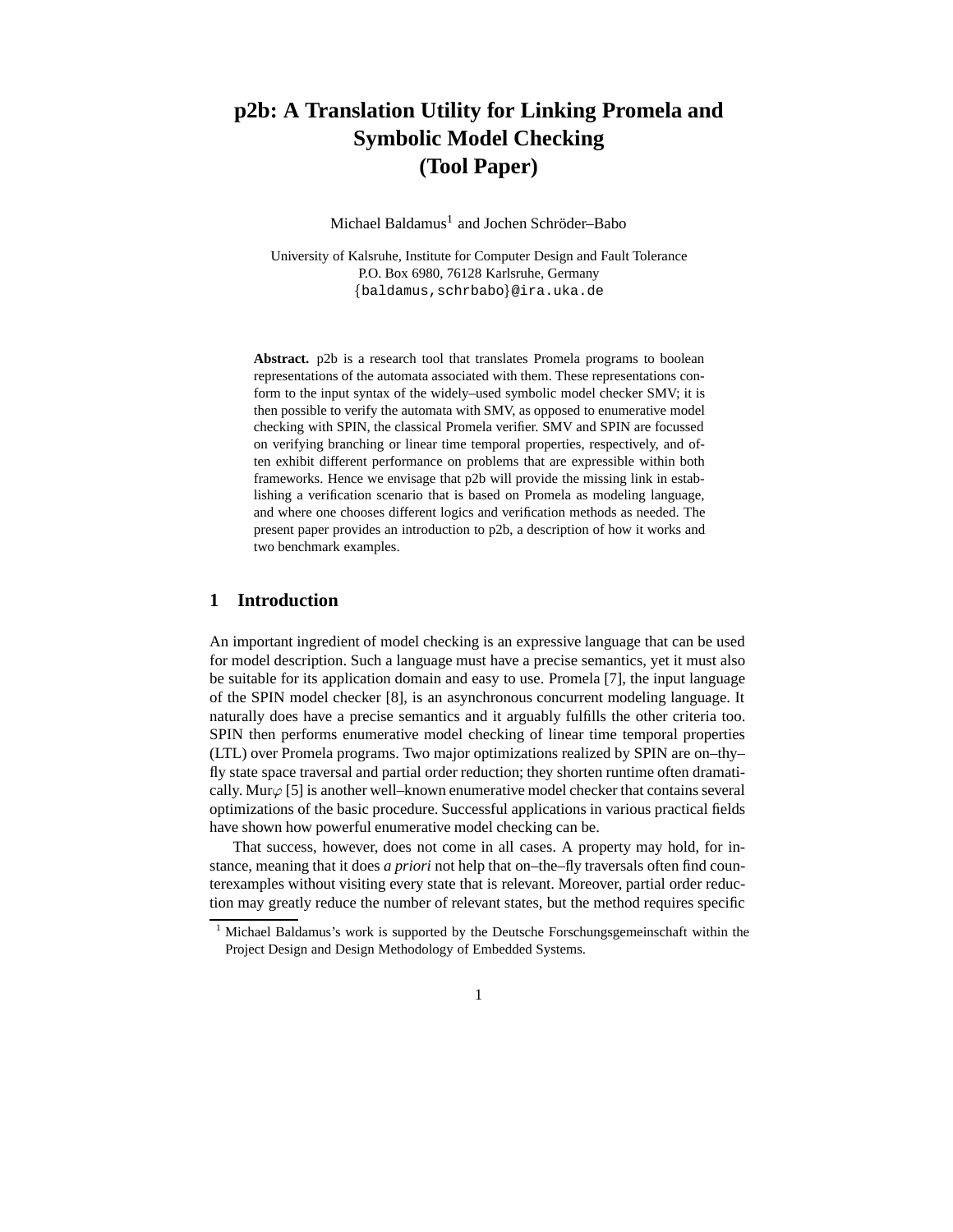# p2b: A Translation Utility for Linking Promela and Symbolic Model Checking (Tool Paper)

Michael Baldamus[1] and Jochen Schröder–Babo

University of Kalsruhe, Institute for Computer Design and Fault Tolerance
P.O. Box 6980, 76128 Karlsruhe, Germany
{baldamus,schrbabo}@ira.uka.de

**Abstract.** p2b is a research tool that translates Promela programs to boolean representations of the automata associated with them. These representations conform to the input syntax of the widely–used symbolic model checker SMV; it is then possible to verify the automata with SMV, as opposed to enumerative model checking with SPIN, the classical Promela verifier. SMV and SPIN are focussed on verifying branching or linear time temporal properties, respectively, and often exhibit different performance on problems that are expressible within both frameworks. Hence we envisage that p2b will provide the missing link in establishing a verification scenario that is based on Promela as modeling language, and where one chooses different logics and verification methods as needed. The present paper provides an introduction to p2b, a description of how it works and two benchmark examples.

## 1 Introduction

An important ingredient of model checking is an expressive language that can be used for model description. Such a language must have a precise semantics, yet it must also be suitable for its application domain and easy to use. Promela [7], the input language of the SPIN model checker [8], is an asynchronous concurrent modeling language. It naturally does have a precise semantics and it arguably fulfills the other criteria too. SPIN then performs enumerative model checking of linear time temporal properties (LTL) over Promela programs. Two major optimizations realized by SPIN are on–thy–fly state space traversal and partial order reduction; they shorten runtime often dramatically. Mur$\varphi$ [5] is another well–known enumerative model checker that contains several optimizations of the basic procedure. Successful applications in various practical fields have shown how powerful enumerative model checking can be.

That success, however, does not come in all cases. A property may hold, for instance, meaning that it does *a priori* not help that on–the–fly traversals often find counterexamples without visiting every state that is relevant. Moreover, partial order reduction may greatly reduce the number of relevant states, but the method requires specific

[1] Michael Baldamus's work is supported by the Deutsche Forschungsgemeinschaft within the Project Design and Design Methodology of Embedded Systems.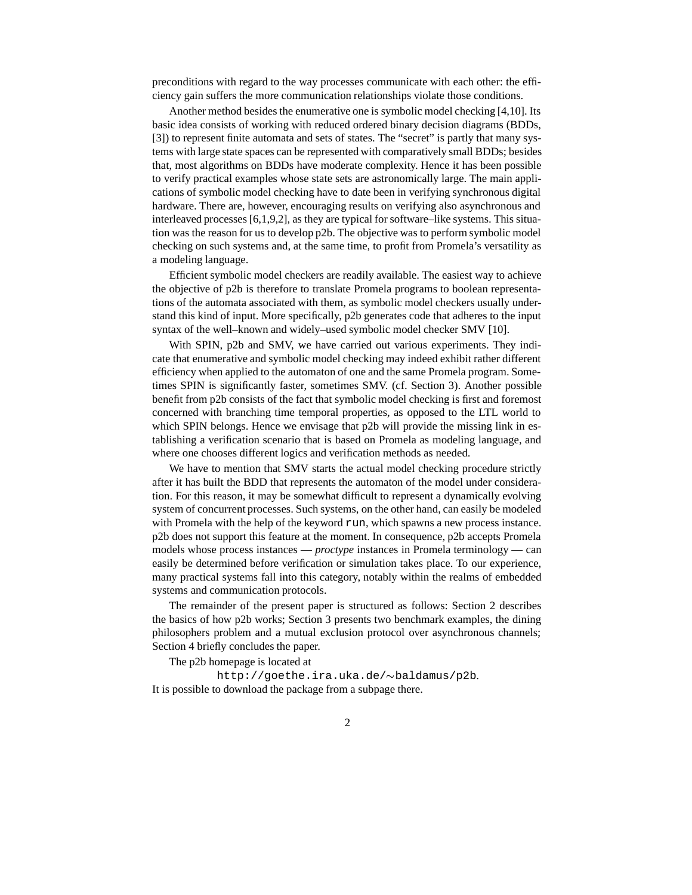preconditions with regard to the way processes communicate with each other: the efficiency gain suffers the more communication relationships violate those conditions.

Another method besides the enumerative one is symbolic model checking [4,10]. Its basic idea consists of working with reduced ordered binary decision diagrams (BDDs, [3]) to represent finite automata and sets of states. The "secret" is partly that many systems with large state spaces can be represented with comparatively small BDDs; besides that, most algorithms on BDDs have moderate complexity. Hence it has been possible to verify practical examples whose state sets are astronomically large. The main applications of symbolic model checking have to date been in verifying synchronous digital hardware. There are, however, encouraging results on verifying also asynchronous and interleaved processes [6,1,9,2], as they are typical for software–like systems. This situation was the reason for us to develop p2b. The objective was to perform symbolic model checking on such systems and, at the same time, to profit from Promela's versatility as a modeling language.

Efficient symbolic model checkers are readily available. The easiest way to achieve the objective of p2b is therefore to translate Promela programs to boolean representations of the automata associated with them, as symbolic model checkers usually understand this kind of input. More specifically, p2b generates code that adheres to the input syntax of the well–known and widely–used symbolic model checker SMV [10].

With SPIN, p2b and SMV, we have carried out various experiments. They indicate that enumerative and symbolic model checking may indeed exhibit rather different efficiency when applied to the automaton of one and the same Promela program. Sometimes SPIN is significantly faster, sometimes SMV. (cf. Section 3). Another possible benefit from p2b consists of the fact that symbolic model checking is first and foremost concerned with branching time temporal properties, as opposed to the LTL world to which SPIN belongs. Hence we envisage that p2b will provide the missing link in establishing a verification scenario that is based on Promela as modeling language, and where one chooses different logics and verification methods as needed.

We have to mention that SMV starts the actual model checking procedure strictly after it has built the BDD that represents the automaton of the model under consideration. For this reason, it may be somewhat difficult to represent a dynamically evolving system of concurrent processes. Such systems, on the other hand, can easily be modeled with Promela with the help of the keyword `run`, which spawns a new process instance. p2b does not support this feature at the moment. In consequence, p2b accepts Promela models whose process instances — *proctype* instances in Promela terminology — can easily be determined before verification or simulation takes place. To our experience, many practical systems fall into this category, notably within the realms of embedded systems and communication protocols.

The remainder of the present paper is structured as follows: Section 2 describes the basics of how p2b works; Section 3 presents two benchmark examples, the dining philosophers problem and a mutual exclusion protocol over asynchronous channels; Section 4 briefly concludes the paper.

The p2b homepage is located at

`http://goethe.ira.uka.de/~baldamus/p2b`.

It is possible to download the package from a subpage there.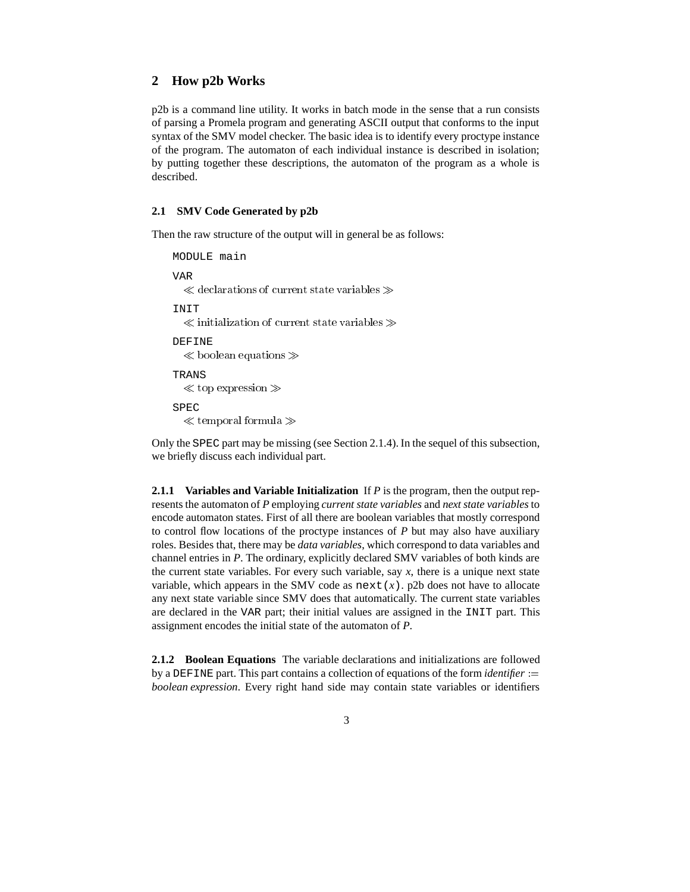## 2 How p2b Works

p2b is a command line utility. It works in batch mode in the sense that a run consists of parsing a Promela program and generating ASCII output that conforms to the input syntax of the SMV model checker. The basic idea is to identify every proctype instance of the program. The automaton of each individual instance is described in isolation; by putting together these descriptions, the automaton of the program as a whole is described.

### 2.1 SMV Code Generated by p2b

Then the raw structure of the output will in general be as follows:

```
MODULE main
VAR
  ≪ declarations of current state variables ≫
INIT
  ≪ initialization of current state variables ≫
DEFINE
  ≪ boolean equations ≫
TRANS
  ≪ top expression ≫
SPEC
  ≪ temporal formula ≫
```

Only the `SPEC` part may be missing (see Section 2.1.4). In the sequel of this subsection, we briefly discuss each individual part.

**2.1.1 Variables and Variable Initialization** If *P* is the program, then the output represents the automaton of *P* employing *current state variables* and *next state variables* to encode automaton states. First of all there are boolean variables that mostly correspond to control flow locations of the proctype instances of *P* but may also have auxiliary roles. Besides that, there may be *data variables*, which correspond to data variables and channel entries in *P*. The ordinary, explicitly declared SMV variables of both kinds are the current state variables. For every such variable, say $x$, there is a unique next state variable, which appears in the SMV code as `next(`$x$`)`. p2b does not have to allocate any next state variable since SMV does that automatically. The current state variables are declared in the `VAR` part; their initial values are assigned in the `INIT` part. This assignment encodes the initial state of the automaton of *P*.

**2.1.2 Boolean Equations** The variable declarations and initializations are followed by a `DEFINE` part. This part contains a collection of equations of the form *identifier* := *boolean expression*. Every right hand side may contain state variables or identifiers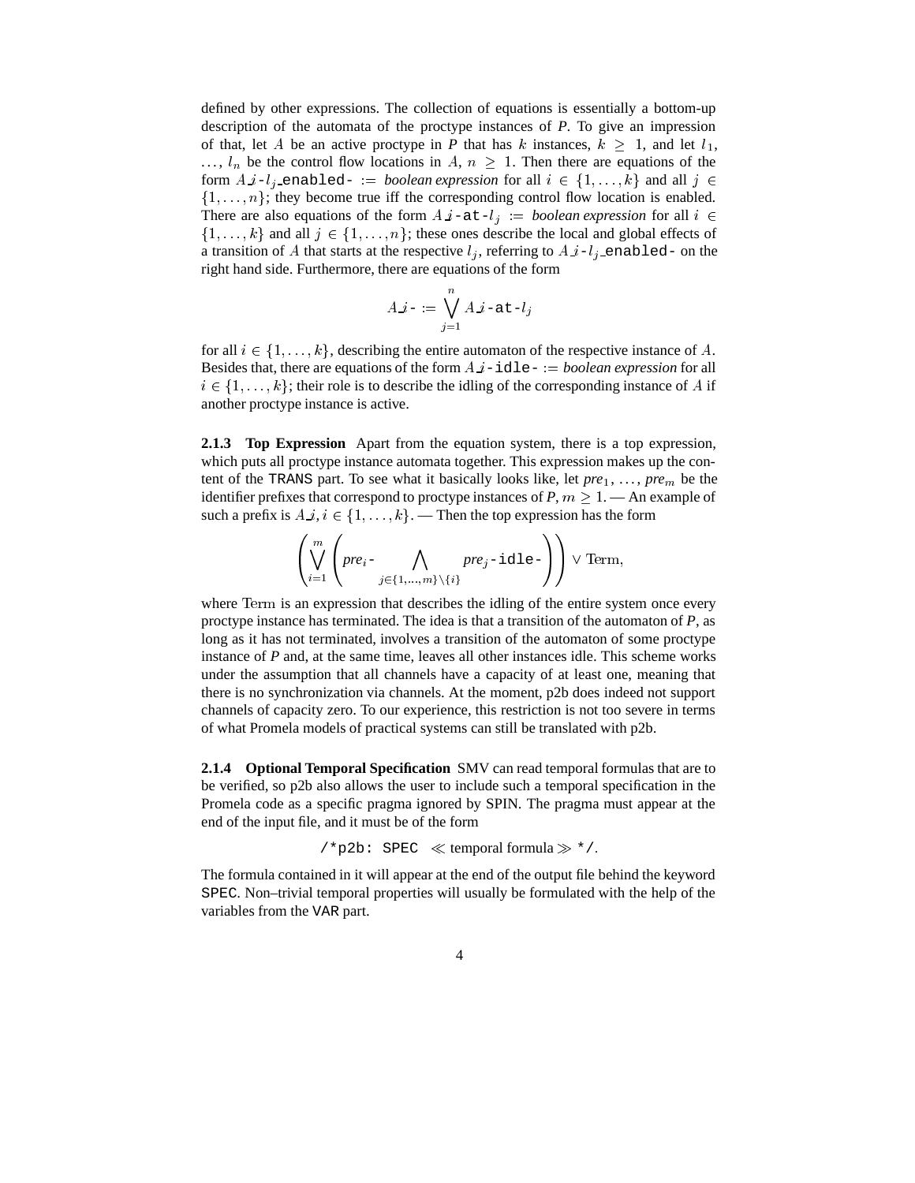defined by other expressions. The collection of equations is essentially a bottom-up description of the automata of the proctype instances of *P*. To give an impression of that, let $A$ be an active proctype in *P* that has $k$ instances, $k \geq 1$, and let $l_1$, …, $l_n$ be the control flow locations in $A$, $n \geq 1$. Then there are equations of the form $A\_i$-$l_j$`_enabled-` $:=$ *boolean expression* for all $i \in \{1,\ldots,k\}$ and all $j \in \{1,\ldots,n\}$; they become true iff the corresponding control flow location is enabled. There are also equations of the form $A\_i$`-at-`$l_j$ $:=$ *boolean expression* for all $i \in \{1,\ldots,k\}$ and all $j \in \{1,\ldots,n\}$; these ones describe the local and global effects of a transition of $A$ that starts at the respective $l_j$, referring to $A\_i$-$l_j$`_enabled-` on the right hand side. Furthermore, there are equations of the form

$$A\_i\texttt{-} := \bigvee_{j=1}^{n} A\_i\texttt{-at-}l_j$$

for all $i \in \{1,\ldots,k\}$, describing the entire automaton of the respective instance of $A$. Besides that, there are equations of the form $A\_i$`-idle-` $:=$ *boolean expression* for all $i \in \{1,\ldots,k\}$; their role is to describe the idling of the corresponding instance of $A$ if another proctype instance is active.

**2.1.3 Top Expression** Apart from the equation system, there is a top expression, which puts all proctype instance automata together. This expression makes up the content of the `TRANS` part. To see what it basically looks like, let *pre*$_1$, …, *pre*$_m$ be the identifier prefixes that correspond to proctype instances of *P*, $m \geq 1$. — An example of such a prefix is $A\_i$, $i \in \{1,\ldots,k\}$. — Then the top expression has the form

$$\left(\bigvee_{i=1}^{m}\left(\mathit{pre}_i\texttt{-} \bigwedge_{j\in\{1,\ldots,m\}\setminus\{i\}} \mathit{pre}_j\texttt{-idle-}\right)\right) \vee \mathrm{Term},$$

where $\mathrm{Term}$ is an expression that describes the idling of the entire system once every proctype instance has terminated. The idea is that a transition of the automaton of *P*, as long as it has not terminated, involves a transition of the automaton of some proctype instance of *P* and, at the same time, leaves all other instances idle. This scheme works under the assumption that all channels have a capacity of at least one, meaning that there is no synchronization via channels. At the moment, p2b does indeed not support channels of capacity zero. To our experience, this restriction is not too severe in terms of what Promela models of practical systems can still be translated with p2b.

**2.1.4 Optional Temporal Specification** SMV can read temporal formulas that are to be verified, so p2b also allows the user to include such a temporal specification in the Promela code as a specific pragma ignored by SPIN. The pragma must appear at the end of the input file, and it must be of the form

`/*p2b: SPEC` $\ll$ temporal formula $\gg$ `*/`.

The formula contained in it will appear at the end of the output file behind the keyword `SPEC`. Non–trivial temporal properties will usually be formulated with the help of the variables from the `VAR` part.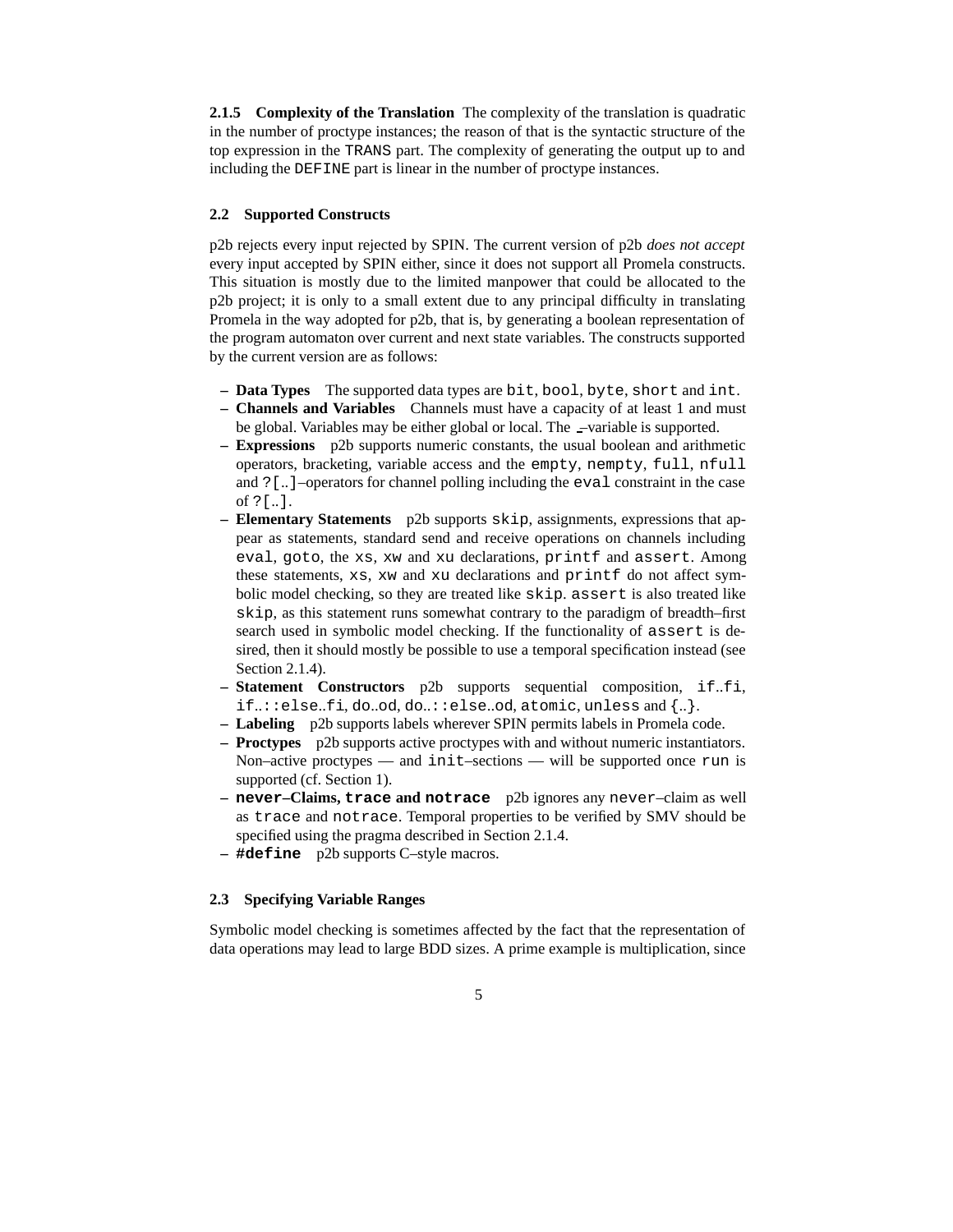**2.1.5 Complexity of the Translation** The complexity of the translation is quadratic in the number of proctype instances; the reason of that is the syntactic structure of the top expression in the `TRANS` part. The complexity of generating the output up to and including the `DEFINE` part is linear in the number of proctype instances.

### 2.2 Supported Constructs

p2b rejects every input rejected by SPIN. The current version of p2b *does not accept* every input accepted by SPIN either, since it does not support all Promela constructs. This situation is mostly due to the limited manpower that could be allocated to the p2b project; it is only to a small extent due to any principal difficulty in translating Promela in the way adopted for p2b, that is, by generating a boolean representation of the program automaton over current and next state variables. The constructs supported by the current version are as follows:

- **Data Types** The supported data types are `bit`, `bool`, `byte`, `short` and `int`.
- **Channels and Variables** Channels must have a capacity of at least 1 and must be global. Variables may be either global or local. The `_`–variable is supported.
- **Expressions** p2b supports numeric constants, the usual boolean and arithmetic operators, bracketing, variable access and the `empty`, `nempty`, `full`, `nfull` and `?[..]`–operators for channel polling including the `eval` constraint in the case of `?[..]`.
- **Elementary Statements** p2b supports `skip`, assignments, expressions that appear as statements, standard send and receive operations on channels including `eval`, `goto`, the `xs`, `xw` and `xu` declarations, `printf` and `assert`. Among these statements, `xs`, `xw` and `xu` declarations and `printf` do not affect symbolic model checking, so they are treated like `skip`. `assert` is also treated like `skip`, as this statement runs somewhat contrary to the paradigm of breadth–first search used in symbolic model checking. If the functionality of `assert` is desired, then it should mostly be possible to use a temporal specification instead (see Section 2.1.4).
- **Statement Constructors** p2b supports sequential composition, `if`..`fi`, `if`..`::else`..`fi`, `do`..`od`, `do`..`::else`..`od`, `atomic`, `unless` and `{`..`}`.
- **Labeling** p2b supports labels wherever SPIN permits labels in Promela code.
- **Proctypes** p2b supports active proctypes with and without numeric instantiators. Non–active proctypes — and `init`–sections — will be supported once `run` is supported (cf. Section 1).
- **`never`–Claims, `trace` and `notrace`** p2b ignores any `never`–claim as well as `trace` and `notrace`. Temporal properties to be verified by SMV should be specified using the pragma described in Section 2.1.4.
- **`#define`** p2b supports C–style macros.

### 2.3 Specifying Variable Ranges

Symbolic model checking is sometimes affected by the fact that the representation of data operations may lead to large BDD sizes. A prime example is multiplication, since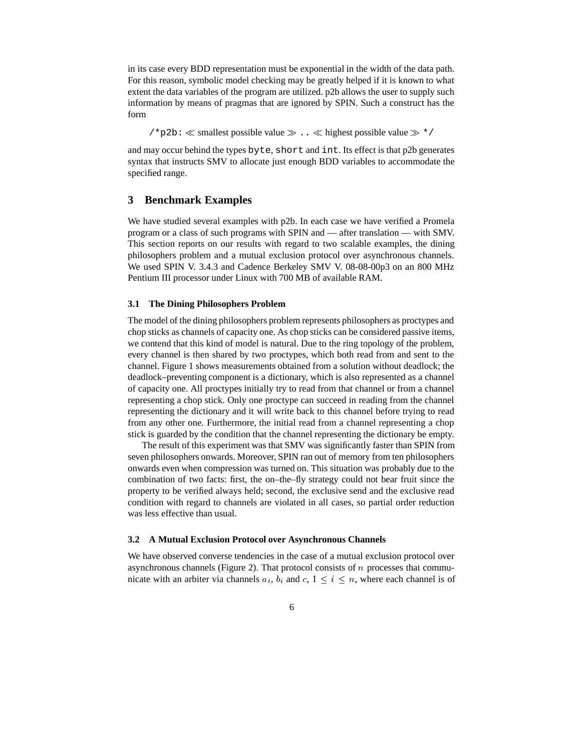in its case every BDD representation must be exponential in the width of the data path. For this reason, symbolic model checking may be greatly helped if it is known to what extent the data variables of the program are utilized. p2b allows the user to supply such information by means of pragmas that are ignored by SPIN. Such a construct has the form

/*p2b: ≪ smallest possible value ≫ .. ≪ highest possible value ≫ */

and may occur behind the types `byte`, `short` and `int`. Its effect is that p2b generates syntax that instructs SMV to allocate just enough BDD variables to accommodate the specified range.

## 3 Benchmark Examples

We have studied several examples with p2b. In each case we have verified a Promela program or a class of such programs with SPIN and — after translation — with SMV. This section reports on our results with regard to two scalable examples, the dining philosophers problem and a mutual exclusion protocol over asynchronous channels. We used SPIN V. 3.4.3 and Cadence Berkeley SMV V. 08-08-00p3 on an 800 MHz Pentium III processor under Linux with 700 MB of available RAM.

### 3.1 The Dining Philosophers Problem

The model of the dining philosophers problem represents philosophers as proctypes and chop sticks as channels of capacity one. As chop sticks can be considered passive items, we contend that this kind of model is natural. Due to the ring topology of the problem, every channel is then shared by two proctypes, which both read from and sent to the channel. Figure 1 shows measurements obtained from a solution without deadlock; the deadlock–preventing component is a dictionary, which is also represented as a channel of capacity one. All proctypes initially try to read from that channel or from a channel representing a chop stick. Only one proctype can succeed in reading from the channel representing the dictionary and it will write back to this channel before trying to read from any other one. Furthermore, the initial read from a channel representing a chop stick is guarded by the condition that the channel representing the dictionary be empty.

The result of this experiment was that SMV was significantly faster than SPIN from seven philosophers onwards. Moreover, SPIN ran out of memory from ten philosophers onwards even when compression was turned on. This situation was probably due to the combination of two facts: first, the on–the–fly strategy could not bear fruit since the property to be verified always held; second, the exclusive send and the exclusive read condition with regard to channels are violated in all cases, so partial order reduction was less effective than usual.

### 3.2 A Mutual Exclusion Protocol over Asynchronous Channels

We have observed converse tendencies in the case of a mutual exclusion protocol over asynchronous channels (Figure 2). That protocol consists of $n$ processes that communicate with an arbiter via channels $a_i$, $b_i$ and $c$, $1 \leq i \leq n$, where each channel is of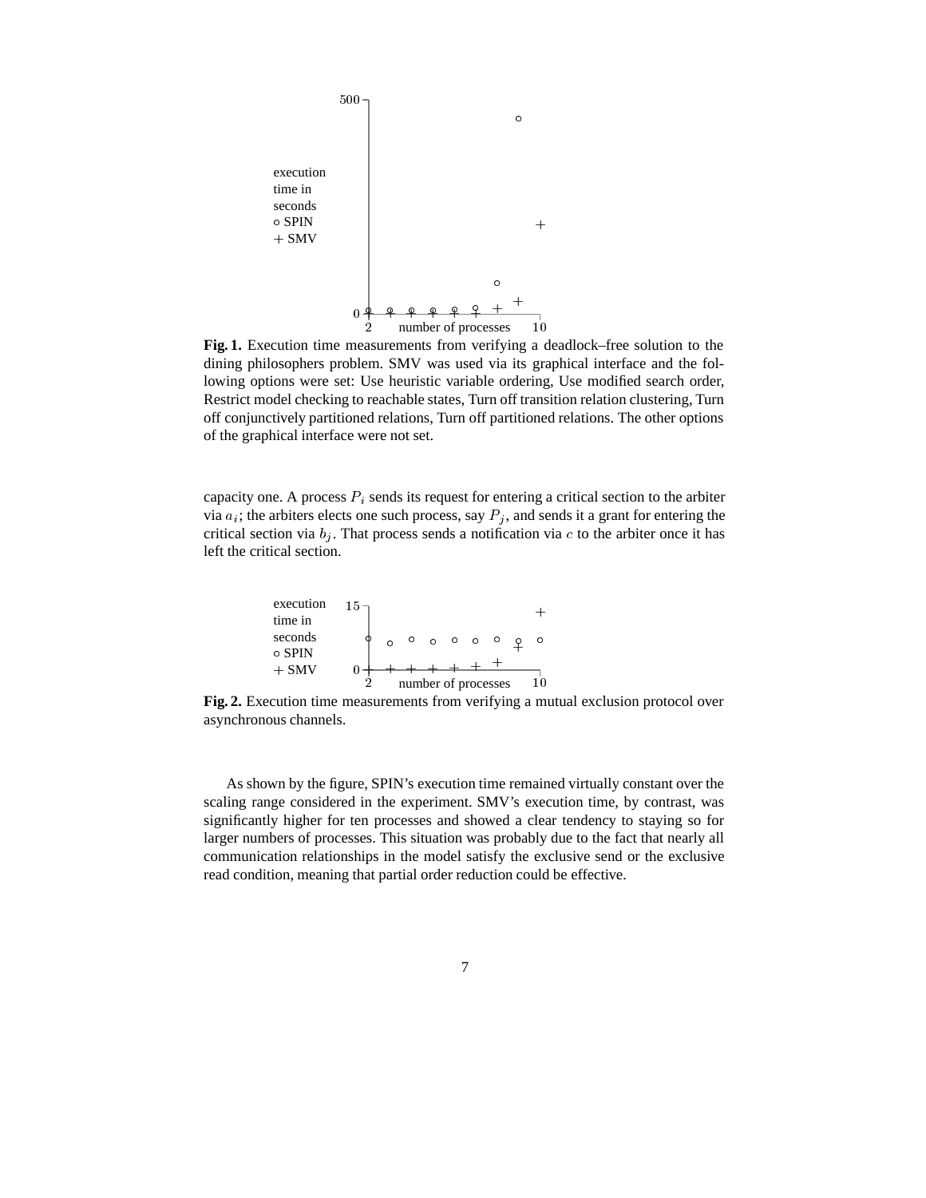**Fig. 1.** Execution time measurements from verifying a deadlock–free solution to the dining philosophers problem. SMV was used via its graphical interface and the following options were set: Use heuristic variable ordering, Use modified search order, Restrict model checking to reachable states, Turn off transition relation clustering, Turn off conjunctively partitioned relations, Turn off partitioned relations. The other options of the graphical interface were not set.

capacity one. A process $P_i$ sends its request for entering a critical section to the arbiter via $a_i$; the arbiters elects one such process, say $P_j$, and sends it a grant for entering the critical section via $b_j$. That process sends a notification via $c$ to the arbiter once it has left the critical section.

**Fig. 2.** Execution time measurements from verifying a mutual exclusion protocol over asynchronous channels.

As shown by the figure, SPIN's execution time remained virtually constant over the scaling range considered in the experiment. SMV's execution time, by contrast, was significantly higher for ten processes and showed a clear tendency to staying so for larger numbers of processes. This situation was probably due to the fact that nearly all communication relationships in the model satisfy the exclusive send or the exclusive read condition, meaning that partial order reduction could be effective.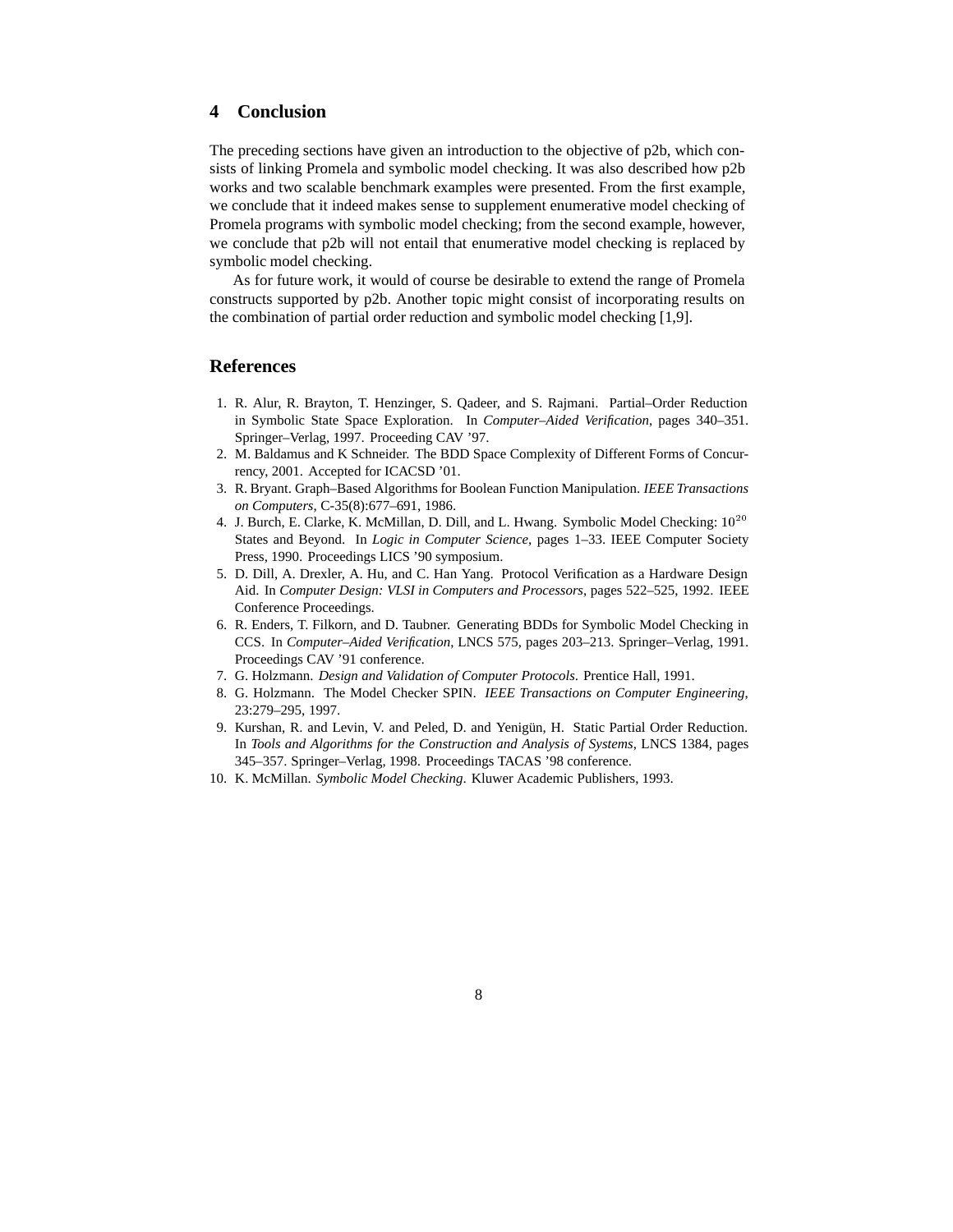## 4 Conclusion

The preceding sections have given an introduction to the objective of p2b, which consists of linking Promela and symbolic model checking. It was also described how p2b works and two scalable benchmark examples were presented. From the first example, we conclude that it indeed makes sense to supplement enumerative model checking of Promela programs with symbolic model checking; from the second example, however, we conclude that p2b will not entail that enumerative model checking is replaced by symbolic model checking.

As for future work, it would of course be desirable to extend the range of Promela constructs supported by p2b. Another topic might consist of incorporating results on the combination of partial order reduction and symbolic model checking [1,9].

## References

1. R. Alur, R. Brayton, T. Henzinger, S. Qadeer, and S. Rajmani. Partial–Order Reduction in Symbolic State Space Exploration. In *Computer–Aided Verification*, pages 340–351. Springer–Verlag, 1997. Proceeding CAV '97.
2. M. Baldamus and K Schneider. The BDD Space Complexity of Different Forms of Concurrency, 2001. Accepted for ICACSD '01.
3. R. Bryant. Graph–Based Algorithms for Boolean Function Manipulation. *IEEE Transactions on Computers*, C-35(8):677–691, 1986.
4. J. Burch, E. Clarke, K. McMillan, D. Dill, and L. Hwang. Symbolic Model Checking: $10^{20}$ States and Beyond. In *Logic in Computer Science*, pages 1–33. IEEE Computer Society Press, 1990. Proceedings LICS '90 symposium.
5. D. Dill, A. Drexler, A. Hu, and C. Han Yang. Protocol Verification as a Hardware Design Aid. In *Computer Design: VLSI in Computers and Processors*, pages 522–525, 1992. IEEE Conference Proceedings.
6. R. Enders, T. Filkorn, and D. Taubner. Generating BDDs for Symbolic Model Checking in CCS. In *Computer–Aided Verification*, LNCS 575, pages 203–213. Springer–Verlag, 1991. Proceedings CAV '91 conference.
7. G. Holzmann. *Design and Validation of Computer Protocols*. Prentice Hall, 1991.
8. G. Holzmann. The Model Checker SPIN. *IEEE Transactions on Computer Engineering*, 23:279–295, 1997.
9. Kurshan, R. and Levin, V. and Peled, D. and Yenigün, H. Static Partial Order Reduction. In *Tools and Algorithms for the Construction and Analysis of Systems*, LNCS 1384, pages 345–357. Springer–Verlag, 1998. Proceedings TACAS '98 conference.
10. K. McMillan. *Symbolic Model Checking*. Kluwer Academic Publishers, 1993.